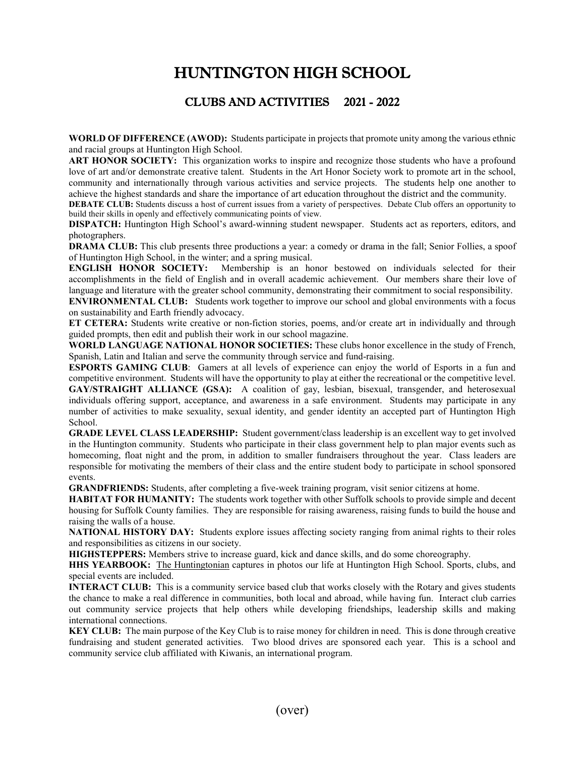# HUNTINGTON HIGH SCHOOL

## CLUBS AND ACTIVITIES 2021 - 2022

**WORLD OF DIFFERENCE (AWOD):** Students participate in projects that promote unity among the various ethnic and racial groups at Huntington High School.

**ART HONOR SOCIETY:** This organization works to inspire and recognize those students who have a profound love of art and/or demonstrate creative talent. Students in the Art Honor Society work to promote art in the school, community and internationally through various activities and service projects. The students help one another to achieve the highest standards and share the importance of art education throughout the district and the community.

**DEBATE CLUB:** Students discuss a host of current issues from a variety of perspectives. Debate Club offers an opportunity to build their skills in openly and effectively communicating points of view.

**DISPATCH:** Huntington High School's award-winning student newspaper. Students act as reporters, editors, and photographers.

**DRAMA CLUB:** This club presents three productions a year: a comedy or drama in the fall; Senior Follies, a spoof of Huntington High School, in the winter; and a spring musical.

**ENGLISH HONOR SOCIETY:** Membership is an honor bestowed on individuals selected for their accomplishments in the field of English and in overall academic achievement. Our members share their love of language and literature with the greater school community, demonstrating their commitment to social responsibility.

**ENVIRONMENTAL CLUB:** Students work together to improve our school and global environments with a focus on sustainability and Earth friendly advocacy.

**ET CETERA:** Students write creative or non-fiction stories, poems, and/or create art in individually and through guided prompts, then edit and publish their work in our school magazine.

**WORLD LANGUAGE NATIONAL HONOR SOCIETIES:** These clubs honor excellence in the study of French, Spanish, Latin and Italian and serve the community through service and fund-raising.

**ESPORTS GAMING CLUB**: Gamers at all levels of experience can enjoy the world of Esports in a fun and competitive environment. Students will have the opportunity to play at either the recreational or the competitive level.

**GAY/STRAIGHT ALLIANCE (GSA):** A coalition of gay, lesbian, bisexual, transgender, and heterosexual individuals offering support, acceptance, and awareness in a safe environment. Students may participate in any number of activities to make sexuality, sexual identity, and gender identity an accepted part of Huntington High School.

**GRADE LEVEL CLASS LEADERSHIP:** Student government/class leadership is an excellent way to get involved in the Huntington community. Students who participate in their class government help to plan major events such as homecoming, float night and the prom, in addition to smaller fundraisers throughout the year. Class leaders are responsible for motivating the members of their class and the entire student body to participate in school sponsored events.

**GRANDFRIENDS:** Students, after completing a five-week training program, visit senior citizens at home.

**HABITAT FOR HUMANITY:** The students work together with other Suffolk schools to provide simple and decent housing for Suffolk County families. They are responsible for raising awareness, raising funds to build the house and raising the walls of a house.

**NATIONAL HISTORY DAY:** Students explore issues affecting society ranging from animal rights to their roles and responsibilities as citizens in our society.

**HIGHSTEPPERS:** Members strive to increase guard, kick and dance skills, and do some choreography.

**HHS YEARBOOK:** The Huntingtonian captures in photos our life at Huntington High School. Sports, clubs, and special events are included.

**INTERACT CLUB:** This is a community service based club that works closely with the Rotary and gives students the chance to make a real difference in communities, both local and abroad, while having fun. Interact club carries out community service projects that help others while developing friendships, leadership skills and making international connections.

**KEY CLUB:** The main purpose of the Key Club is to raise money for children in need. This is done through creative fundraising and student generated activities. Two blood drives are sponsored each year. This is a school and community service club affiliated with Kiwanis, an international program.

(over)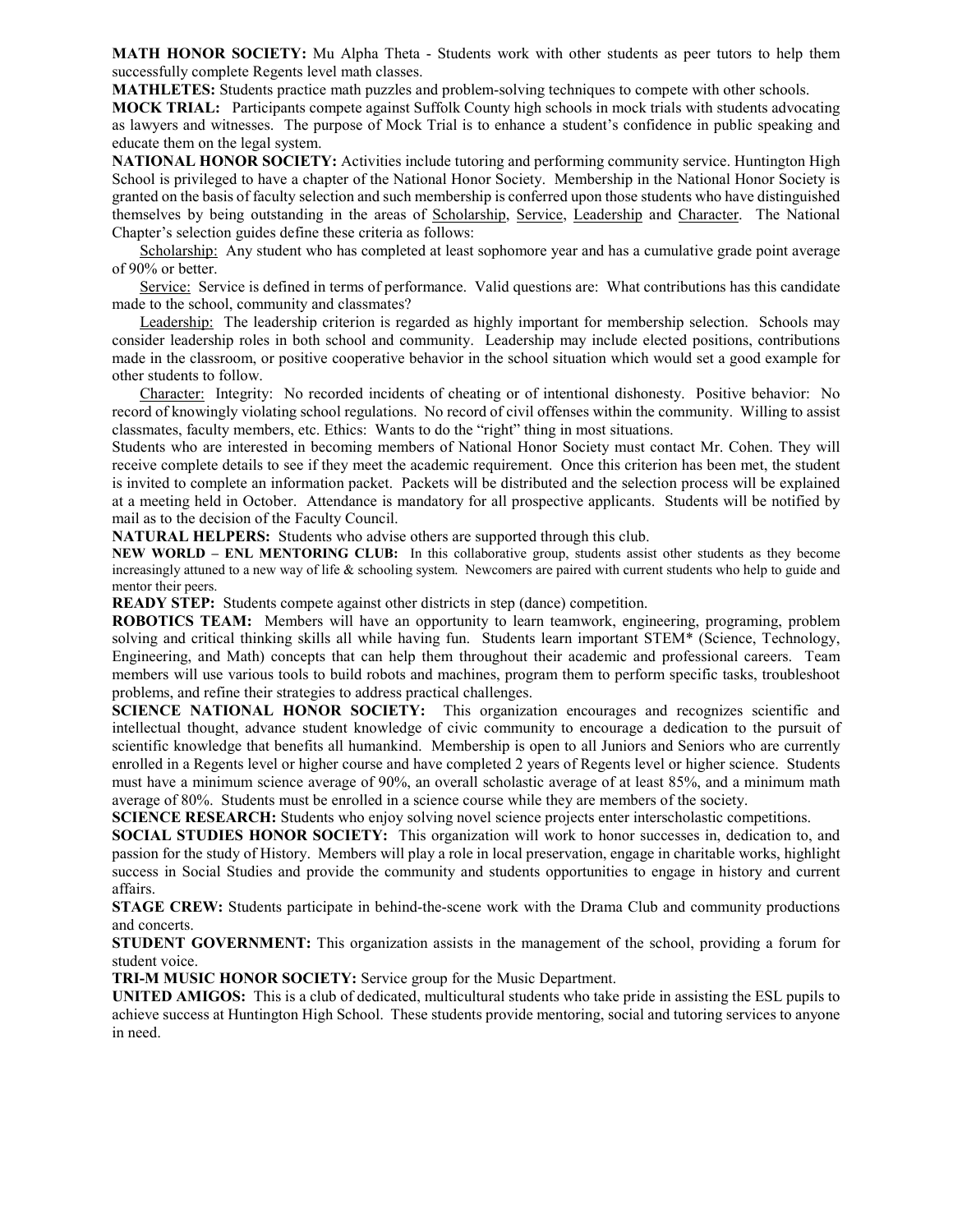**MATH HONOR SOCIETY:** Mu Alpha Theta - Students work with other students as peer tutors to help them successfully complete Regents level math classes.

**MATHLETES:** Students practice math puzzles and problem-solving techniques to compete with other schools.

**MOCK TRIAL:** Participants compete against Suffolk County high schools in mock trials with students advocating as lawyers and witnesses. The purpose of Mock Trial is to enhance a student's confidence in public speaking and educate them on the legal system.

**NATIONAL HONOR SOCIETY:** Activities include tutoring and performing community service. Huntington High School is privileged to have a chapter of the National Honor Society. Membership in the National Honor Society is granted on the basis of faculty selection and such membership is conferred upon those students who have distinguished themselves by being outstanding in the areas of Scholarship, Service, Leadership and Character. The National Chapter's selection guides define these criteria as follows:

Scholarship: Any student who has completed at least sophomore year and has a cumulative grade point average of 90% or better.

Service: Service is defined in terms of performance. Valid questions are: What contributions has this candidate made to the school, community and classmates?

Leadership: The leadership criterion is regarded as highly important for membership selection. Schools may consider leadership roles in both school and community. Leadership may include elected positions, contributions made in the classroom, or positive cooperative behavior in the school situation which would set a good example for other students to follow.

Character: Integrity: No recorded incidents of cheating or of intentional dishonesty. Positive behavior: No record of knowingly violating school regulations. No record of civil offenses within the community. Willing to assist classmates, faculty members, etc. Ethics: Wants to do the "right" thing in most situations.

Students who are interested in becoming members of National Honor Society must contact Mr. Cohen. They will receive complete details to see if they meet the academic requirement. Once this criterion has been met, the student is invited to complete an information packet. Packets will be distributed and the selection process will be explained at a meeting held in October. Attendance is mandatory for all prospective applicants. Students will be notified by mail as to the decision of the Faculty Council.

**NATURAL HELPERS:** Students who advise others are supported through this club.

**NEW WORLD – ENL MENTORING CLUB:** In this collaborative group, students assist other students as they become increasingly attuned to a new way of life & schooling system. Newcomers are paired with current students who help to guide and mentor their peers.

**READY STEP:** Students compete against other districts in step (dance) competition.

**ROBOTICS TEAM:** Members will have an opportunity to learn teamwork, engineering, programing, problem solving and critical thinking skills all while having fun. Students learn important STEM* (Science, Technology, Engineering, and Math) concepts that can help them throughout their academic and professional careers. Team members will use various tools to build robots and machines, program them to perform specific tasks, troubleshoot problems, and refine their strategies to address practical challenges.

**SCIENCE NATIONAL HONOR SOCIETY:** This organization encourages and recognizes scientific and intellectual thought, advance student knowledge of civic community to encourage a dedication to the pursuit of scientific knowledge that benefits all humankind. Membership is open to all Juniors and Seniors who are currently enrolled in a Regents level or higher course and have completed 2 years of Regents level or higher science. Students must have a minimum science average of 90%, an overall scholastic average of at least 85%, and a minimum math average of 80%. Students must be enrolled in a science course while they are members of the society.

**SCIENCE RESEARCH:** Students who enjoy solving novel science projects enter interscholastic competitions.

**SOCIAL STUDIES HONOR SOCIETY:** This organization will work to honor successes in, dedication to, and passion for the study of History. Members will play a role in local preservation, engage in charitable works, highlight success in Social Studies and provide the community and students opportunities to engage in history and current affairs.

**STAGE CREW:** Students participate in behind-the-scene work with the Drama Club and community productions and concerts.

**STUDENT GOVERNMENT:** This organization assists in the management of the school, providing a forum for student voice.

**TRI-M MUSIC HONOR SOCIETY:** Service group for the Music Department.

**UNITED AMIGOS:** This is a club of dedicated, multicultural students who take pride in assisting the ESL pupils to achieve success at Huntington High School. These students provide mentoring, social and tutoring services to anyone in need.